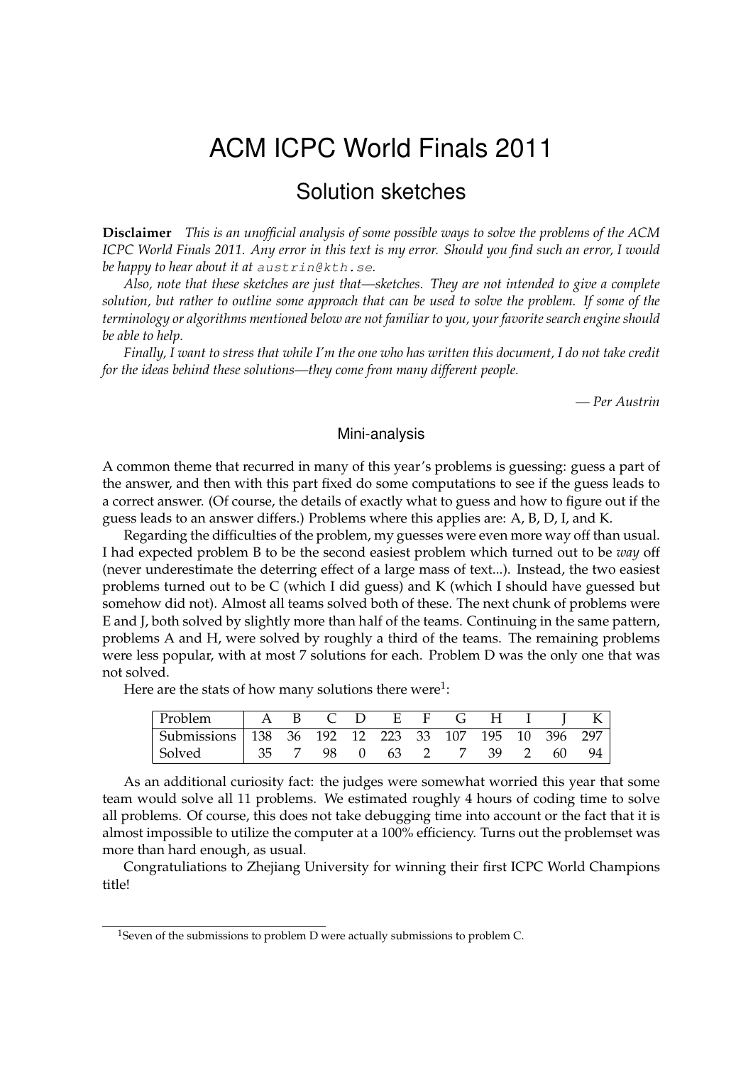# ACM ICPC World Finals 2011

## Solution sketches

**Disclaimer** *This is an unofficial analysis of some possible ways to solve the problems of the ACM ICPC World Finals 2011. Any error in this text is my error. Should you find such an error, I would be happy to hear about it at `austrin@kth.se`.*

*Also, note that these sketches are just that—sketches. They are not intended to give a complete solution, but rather to outline some approach that can be used to solve the problem. If some of the terminology or algorithms mentioned below are not familiar to you, your favorite search engine should be able to help.*

*Finally, I want to stress that while I'm the one who has written this document, I do not take credit for the ideas behind these solutions—they come from many different people.*

*— Per Austrin*

### Mini-analysis

A common theme that recurred in many of this year's problems is guessing: guess a part of the answer, and then with this part fixed do some computations to see if the guess leads to a correct answer. (Of course, the details of exactly what to guess and how to figure out if the guess leads to an answer differs.) Problems where this applies are: A, B, D, I, and K.

Regarding the difficulties of the problem, my guesses were even more way off than usual. I had expected problem B to be the second easiest problem which turned out to be *way* off (never underestimate the deterring effect of a large mass of text...). Instead, the two easiest problems turned out to be C (which I did guess) and K (which I should have guessed but somehow did not). Almost all teams solved both of these. The next chunk of problems were E and J, both solved by slightly more than half of the teams. Continuing in the same pattern, problems A and H, were solved by roughly a third of the teams. The remaining problems were less popular, with at most 7 solutions for each. Problem D was the only one that was not solved.

Here are the stats of how many solutions there were[1]:

| Problem | A | B | C | D | E | F | G | H | I | J | K |
|---|---|---|---|---|---|---|---|---|---|---|---|
| Submissions | 138 | 36 | 192 | 12 | 223 | 33 | 107 | 195 | 10 | 396 | 297 |
| Solved | 35 | 7 | 98 | 0 | 63 | 2 | 7 | 39 | 2 | 60 | 94 |

As an additional curiosity fact: the judges were somewhat worried this year that some team would solve all 11 problems. We estimated roughly 4 hours of coding time to solve all problems. Of course, this does not take debugging time into account or the fact that it is almost impossible to utilize the computer at a 100% efficiency. Turns out the problemset was more than hard enough, as usual.

Congratuliations to Zhejiang University for winning their first ICPC World Champions title!

[1] Seven of the submissions to problem D were actually submissions to problem C.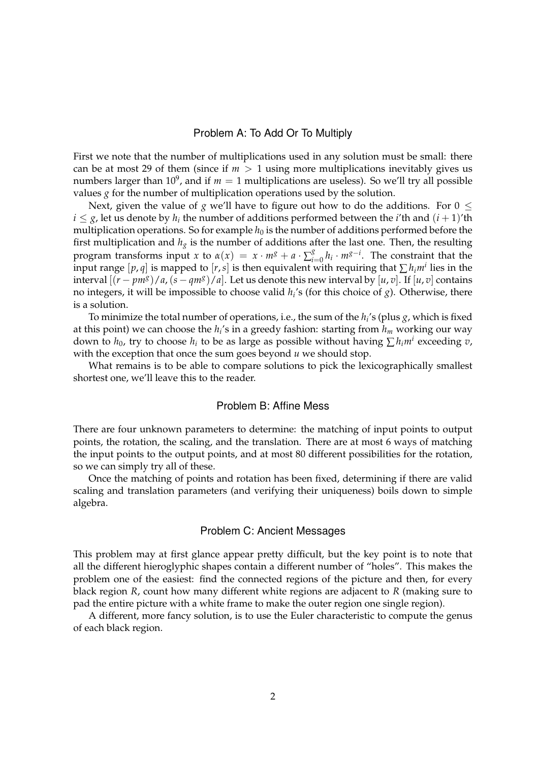## Problem A: To Add Or To Multiply

First we note that the number of multiplications used in any solution must be small: there can be at most 29 of them (since if $m > 1$ using more multiplications inevitably gives us numbers larger than $10^9$, and if $m = 1$ multiplications are useless). So we'll try all possible values $g$ for the number of multiplication operations used by the solution.

Next, given the value of $g$ we'll have to figure out how to do the additions. For $0 \leq i \leq g$, let us denote by $h_i$ the number of additions performed between the $i$'th and $(i+1)$'th multiplication operations. So for example $h_0$ is the number of additions performed before the first multiplication and $h_g$ is the number of additions after the last one. Then, the resulting program transforms input $x$ to $\alpha(x) = x \cdot m^g + a \cdot \sum_{i=0}^{g} h_i \cdot m^{g-i}$. The constraint that the input range $[p, q]$ is mapped to $[r, s]$ is then equivalent with requiring that $\sum h_i m^i$ lies in the interval $[(r - pm^g)/a, (s - qm^g)/a]$. Let us denote this new interval by $[u, v]$. If $[u, v]$ contains no integers, it will be impossible to choose valid $h_i$'s (for this choice of $g$). Otherwise, there is a solution.

To minimize the total number of operations, i.e., the sum of the $h_i$'s (plus $g$, which is fixed at this point) we can choose the $h_i$'s in a greedy fashion: starting from $h_m$ working our way down to $h_0$, try to choose $h_i$ to be as large as possible without having $\sum h_i m^i$ exceeding $v$, with the exception that once the sum goes beyond $u$ we should stop.

What remains is to be able to compare solutions to pick the lexicographically smallest shortest one, we'll leave this to the reader.

## Problem B: Affine Mess

There are four unknown parameters to determine: the matching of input points to output points, the rotation, the scaling, and the translation. There are at most 6 ways of matching the input points to the output points, and at most 80 different possibilities for the rotation, so we can simply try all of these.

Once the matching of points and rotation has been fixed, determining if there are valid scaling and translation parameters (and verifying their uniqueness) boils down to simple algebra.

## Problem C: Ancient Messages

This problem may at first glance appear pretty difficult, but the key point is to note that all the different hieroglyphic shapes contain a different number of "holes". This makes the problem one of the easiest: find the connected regions of the picture and then, for every black region $R$, count how many different white regions are adjacent to $R$ (making sure to pad the entire picture with a white frame to make the outer region one single region).

A different, more fancy solution, is to use the Euler characteristic to compute the genus of each black region.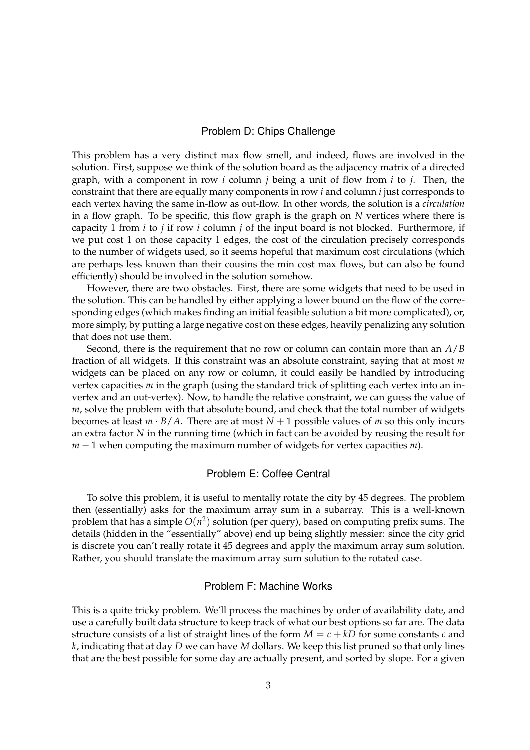## Problem D: Chips Challenge

This problem has a very distinct max flow smell, and indeed, flows are involved in the solution. First, suppose we think of the solution board as the adjacency matrix of a directed graph, with a component in row $i$ column $j$ being a unit of flow from $i$ to $j$. Then, the constraint that there are equally many components in row $i$ and column $i$ just corresponds to each vertex having the same in-flow as out-flow. In other words, the solution is a *circulation* in a flow graph. To be specific, this flow graph is the graph on $N$ vertices where there is capacity 1 from $i$ to $j$ if row $i$ column $j$ of the input board is not blocked. Furthermore, if we put cost 1 on those capacity 1 edges, the cost of the circulation precisely corresponds to the number of widgets used, so it seems hopeful that maximum cost circulations (which are perhaps less known than their cousins the min cost max flows, but can also be found efficiently) should be involved in the solution somehow.

However, there are two obstacles. First, there are some widgets that need to be used in the solution. This can be handled by either applying a lower bound on the flow of the corresponding edges (which makes finding an initial feasible solution a bit more complicated), or, more simply, by putting a large negative cost on these edges, heavily penalizing any solution that does not use them.

Second, there is the requirement that no row or column can contain more than an $A/B$ fraction of all widgets. If this constraint was an absolute constraint, saying that at most $m$ widgets can be placed on any row or column, it could easily be handled by introducing vertex capacities $m$ in the graph (using the standard trick of splitting each vertex into an in-vertex and an out-vertex). Now, to handle the relative constraint, we can guess the value of $m$, solve the problem with that absolute bound, and check that the total number of widgets becomes at least $m \cdot B/A$. There are at most $N+1$ possible values of $m$ so this only incurs an extra factor $N$ in the running time (which in fact can be avoided by reusing the result for $m-1$ when computing the maximum number of widgets for vertex capacities $m$).

## Problem E: Coffee Central

To solve this problem, it is useful to mentally rotate the city by 45 degrees. The problem then (essentially) asks for the maximum array sum in a subarray. This is a well-known problem that has a simple $O(n^2)$ solution (per query), based on computing prefix sums. The details (hidden in the "essentially" above) end up being slightly messier: since the city grid is discrete you can't really rotate it 45 degrees and apply the maximum array sum solution. Rather, you should translate the maximum array sum solution to the rotated case.

## Problem F: Machine Works

This is a quite tricky problem. We'll process the machines by order of availability date, and use a carefully built data structure to keep track of what our best options so far are. The data structure consists of a list of straight lines of the form $M = c + kD$ for some constants $c$ and $k$, indicating that at day $D$ we can have $M$ dollars. We keep this list pruned so that only lines that are the best possible for some day are actually present, and sorted by slope. For a given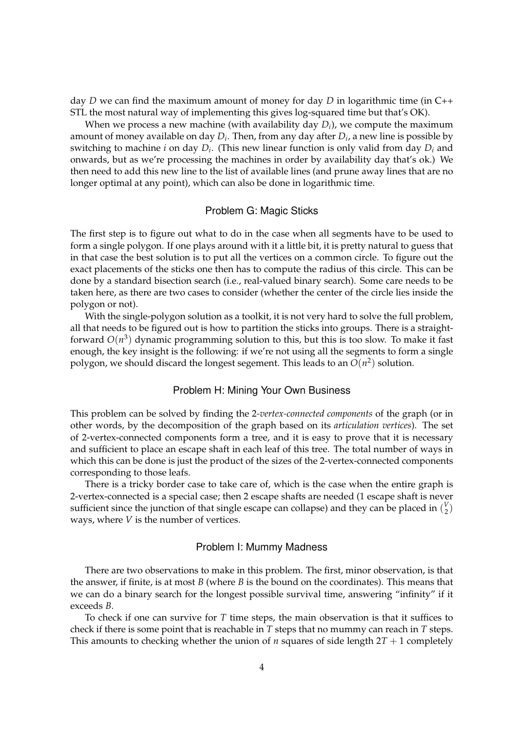day $D$ we can find the maximum amount of money for day $D$ in logarithmic time (in C++ STL the most natural way of implementing this gives log-squared time but that's OK).

When we process a new machine (with availability day $D_i$), we compute the maximum amount of money available on day $D_i$. Then, from any day after $D_i$, a new line is possible by switching to machine $i$ on day $D_i$. (This new linear function is only valid from day $D_i$ and onwards, but as we're processing the machines in order by availability day that's ok.) We then need to add this new line to the list of available lines (and prune away lines that are no longer optimal at any point), which can also be done in logarithmic time.

## Problem G: Magic Sticks

The first step is to figure out what to do in the case when all segments have to be used to form a single polygon. If one plays around with it a little bit, it is pretty natural to guess that in that case the best solution is to put all the vertices on a common circle. To figure out the exact placements of the sticks one then has to compute the radius of this circle. This can be done by a standard bisection search (i.e., real-valued binary search). Some care needs to be taken here, as there are two cases to consider (whether the center of the circle lies inside the polygon or not).

With the single-polygon solution as a toolkit, it is not very hard to solve the full problem, all that needs to be figured out is how to partition the sticks into groups. There is a straightforward $O(n^3)$ dynamic programming solution to this, but this is too slow. To make it fast enough, the key insight is the following: if we're not using all the segments to form a single polygon, we should discard the longest segement. This leads to an $O(n^2)$ solution.

## Problem H: Mining Your Own Business

This problem can be solved by finding the 2-*vertex-connected components* of the graph (or in other words, by the decomposition of the graph based on its *articulation vertices*). The set of 2-vertex-connected components form a tree, and it is easy to prove that it is necessary and sufficient to place an escape shaft in each leaf of this tree. The total number of ways in which this can be done is just the product of the sizes of the 2-vertex-connected components corresponding to those leafs.

There is a tricky border case to take care of, which is the case when the entire graph is 2-vertex-connected is a special case; then 2 escape shafts are needed (1 escape shaft is never sufficient since the junction of that single escape can collapse) and they can be placed in $\binom{V}{2}$ ways, where $V$ is the number of vertices.

## Problem I: Mummy Madness

There are two observations to make in this problem. The first, minor observation, is that the answer, if finite, is at most $B$ (where $B$ is the bound on the coordinates). This means that we can do a binary search for the longest possible survival time, answering "infinity" if it exceeds $B$.

To check if one can survive for $T$ time steps, the main observation is that it suffices to check if there is some point that is reachable in $T$ steps that no mummy can reach in $T$ steps. This amounts to checking whether the union of $n$ squares of side length $2T + 1$ completely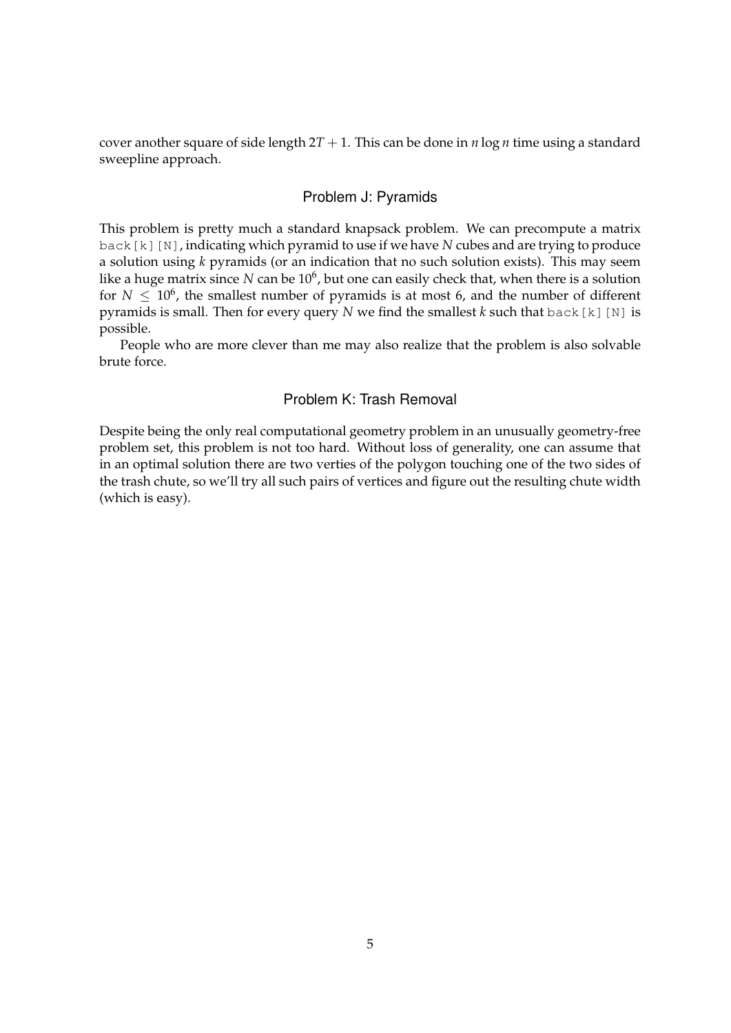cover another square of side length $2T + 1$. This can be done in $n \log n$ time using a standard sweepline approach.

## Problem J: Pyramids

This problem is pretty much a standard knapsack problem. We can precompute a matrix `back[k][N]`, indicating which pyramid to use if we have $N$ cubes and are trying to produce a solution using $k$ pyramids (or an indication that no such solution exists). This may seem like a huge matrix since $N$ can be $10^6$, but one can easily check that, when there is a solution for $N \leq 10^6$, the smallest number of pyramids is at most 6, and the number of different pyramids is small. Then for every query $N$ we find the smallest $k$ such that `back[k][N]` is possible.

People who are more clever than me may also realize that the problem is also solvable brute force.

## Problem K: Trash Removal

Despite being the only real computational geometry problem in an unusually geometry-free problem set, this problem is not too hard. Without loss of generality, one can assume that in an optimal solution there are two verties of the polygon touching one of the two sides of the trash chute, so we'll try all such pairs of vertices and figure out the resulting chute width (which is easy).